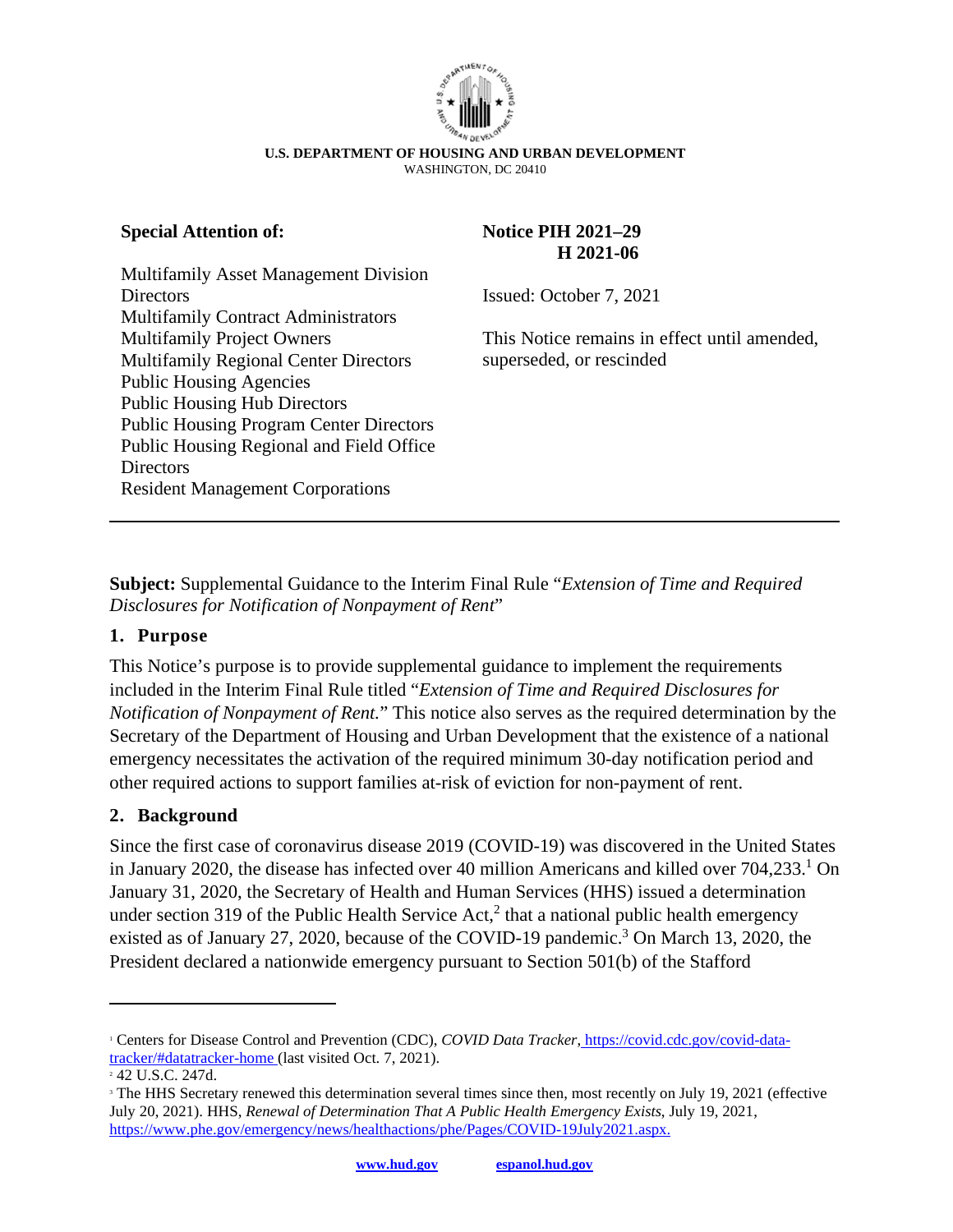**U.S. DEPARTMENT OF HOUSING AND URBAN DEVELOPMENT**
WASHINGTON, DC 20410

**Special Attention of:**

Multifamily Asset Management Division Directors
Multifamily Contract Administrators
Multifamily Project Owners
Multifamily Regional Center Directors
Public Housing Agencies
Public Housing Hub Directors
Public Housing Program Center Directors
Public Housing Regional and Field Office Directors
Resident Management Corporations

**Notice PIH 2021–29**
**H 2021-06**

Issued: October 7, 2021

This Notice remains in effect until amended, superseded, or rescinded

---

**Subject:** Supplemental Guidance to the Interim Final Rule "*Extension of Time and Required Disclosures for Notification of Nonpayment of Rent*"

## 1. Purpose

This Notice's purpose is to provide supplemental guidance to implement the requirements included in the Interim Final Rule titled "*Extension of Time and Required Disclosures for Notification of Nonpayment of Rent.*" This notice also serves as the required determination by the Secretary of the Department of Housing and Urban Development that the existence of a national emergency necessitates the activation of the required minimum 30-day notification period and other required actions to support families at-risk of eviction for non-payment of rent.

## 2. Background

Since the first case of coronavirus disease 2019 (COVID-19) was discovered in the United States in January 2020, the disease has infected over 40 million Americans and killed over 704,233.[1] On January 31, 2020, the Secretary of Health and Human Services (HHS) issued a determination under section 319 of the Public Health Service Act,[2] that a national public health emergency existed as of January 27, 2020, because of the COVID-19 pandemic.[3] On March 13, 2020, the President declared a nationwide emergency pursuant to Section 501(b) of the Stafford

---

[1] Centers for Disease Control and Prevention (CDC), *COVID Data Tracker*, https://covid.cdc.gov/covid-data-tracker/#datatracker-home (last visited Oct. 7, 2021).

[2] 42 U.S.C. 247d.

[3] The HHS Secretary renewed this determination several times since then, most recently on July 19, 2021 (effective July 20, 2021). HHS, *Renewal of Determination That A Public Health Emergency Exists*, July 19, 2021, https://www.phe.gov/emergency/news/healthactions/phe/Pages/COVID-19July2021.aspx.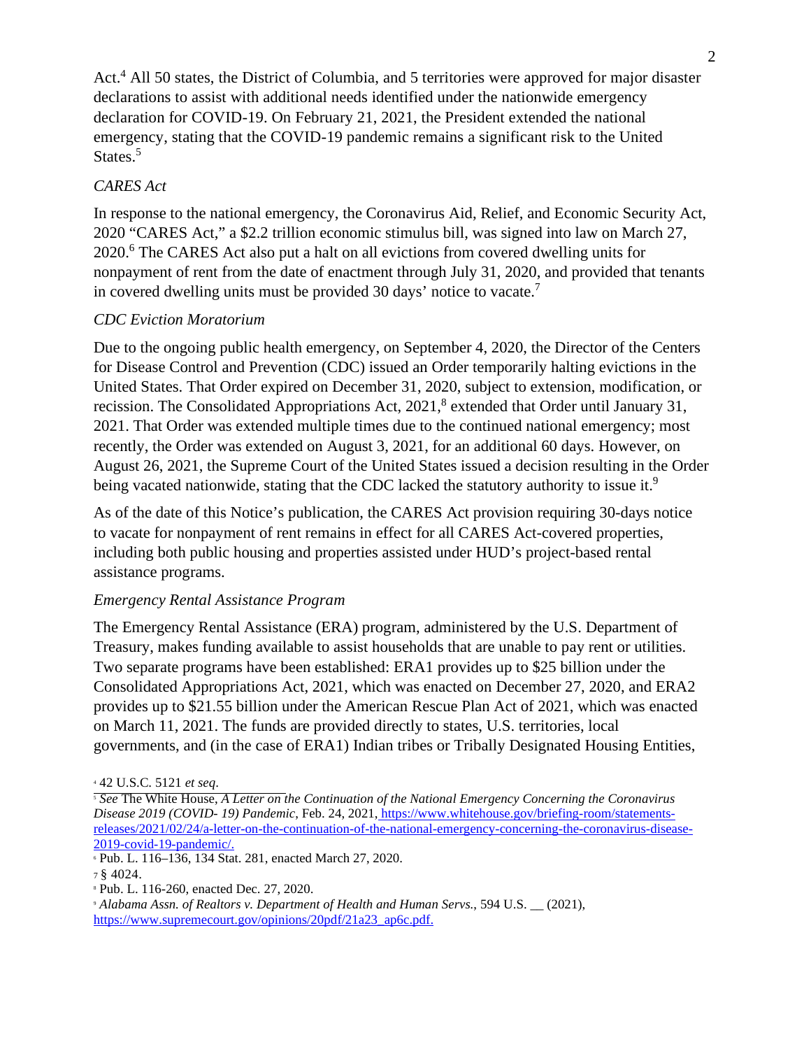Act.[4] All 50 states, the District of Columbia, and 5 territories were approved for major disaster declarations to assist with additional needs identified under the nationwide emergency declaration for COVID-19. On February 21, 2021, the President extended the national emergency, stating that the COVID-19 pandemic remains a significant risk to the United States.[5]

*CARES Act*

In response to the national emergency, the Coronavirus Aid, Relief, and Economic Security Act, 2020 "CARES Act," a $2.2 trillion economic stimulus bill, was signed into law on March 27, 2020.[6] The CARES Act also put a halt on all evictions from covered dwelling units for nonpayment of rent from the date of enactment through July 31, 2020, and provided that tenants in covered dwelling units must be provided 30 days' notice to vacate.[7]

*CDC Eviction Moratorium*

Due to the ongoing public health emergency, on September 4, 2020, the Director of the Centers for Disease Control and Prevention (CDC) issued an Order temporarily halting evictions in the United States. That Order expired on December 31, 2020, subject to extension, modification, or recission. The Consolidated Appropriations Act, 2021,[8] extended that Order until January 31, 2021. That Order was extended multiple times due to the continued national emergency; most recently, the Order was extended on August 3, 2021, for an additional 60 days. However, on August 26, 2021, the Supreme Court of the United States issued a decision resulting in the Order being vacated nationwide, stating that the CDC lacked the statutory authority to issue it.[9]

As of the date of this Notice's publication, the CARES Act provision requiring 30-days notice to vacate for nonpayment of rent remains in effect for all CARES Act-covered properties, including both public housing and properties assisted under HUD's project-based rental assistance programs.

*Emergency Rental Assistance Program*

The Emergency Rental Assistance (ERA) program, administered by the U.S. Department of Treasury, makes funding available to assist households that are unable to pay rent or utilities. Two separate programs have been established: ERA1 provides up to $25 billion under the Consolidated Appropriations Act, 2021, which was enacted on December 27, 2020, and ERA2 provides up to $21.55 billion under the American Rescue Plan Act of 2021, which was enacted on March 11, 2021. The funds are provided directly to states, U.S. territories, local governments, and (in the case of ERA1) Indian tribes or Tribally Designated Housing Entities,

---

[4] 42 U.S.C. 5121 *et seq*.

[5] *See* The White House, *A Letter on the Continuation of the National Emergency Concerning the Coronavirus Disease 2019 (COVID- 19) Pandemic*, Feb. 24, 2021, https://www.whitehouse.gov/briefing-room/statements-releases/2021/02/24/a-letter-on-the-continuation-of-the-national-emergency-concerning-the-coronavirus-disease-2019-covid-19-pandemic/.

[6] Pub. L. 116–136, 134 Stat. 281, enacted March 27, 2020.

[7] § 4024.

[8] Pub. L. 116-260, enacted Dec. 27, 2020.

[9] *Alabama Assn. of Realtors v. Department of Health and Human Servs.*, 594 U.S. __ (2021), https://www.supremecourt.gov/opinions/20pdf/21a23_ap6c.pdf.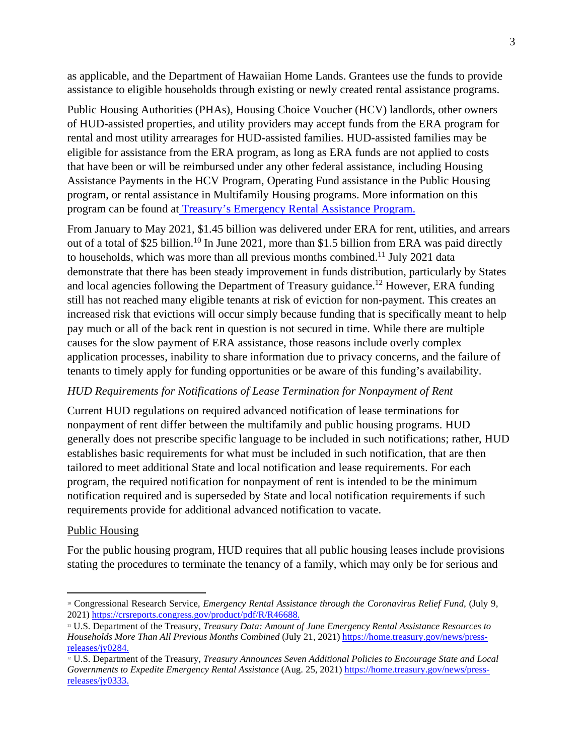as applicable, and the Department of Hawaiian Home Lands. Grantees use the funds to provide assistance to eligible households through existing or newly created rental assistance programs.

Public Housing Authorities (PHAs), Housing Choice Voucher (HCV) landlords, other owners of HUD-assisted properties, and utility providers may accept funds from the ERA program for rental and most utility arrearages for HUD-assisted families. HUD-assisted families may be eligible for assistance from the ERA program, as long as ERA funds are not applied to costs that have been or will be reimbursed under any other federal assistance, including Housing Assistance Payments in the HCV Program, Operating Fund assistance in the Public Housing program, or rental assistance in Multifamily Housing programs. More information on this program can be found at [Treasury's Emergency Rental Assistance Program.](#)

From January to May 2021, $1.45 billion was delivered under ERA for rent, utilities, and arrears out of a total of $25 billion.[10] In June 2021, more than $1.5 billion from ERA was paid directly to households, which was more than all previous months combined.[11] July 2021 data demonstrate that there has been steady improvement in funds distribution, particularly by States and local agencies following the Department of Treasury guidance.[12] However, ERA funding still has not reached many eligible tenants at risk of eviction for non-payment. This creates an increased risk that evictions will occur simply because funding that is specifically meant to help pay much or all of the back rent in question is not secured in time. While there are multiple causes for the slow payment of ERA assistance, those reasons include overly complex application processes, inability to share information due to privacy concerns, and the failure of tenants to timely apply for funding opportunities or be aware of this funding's availability.

*HUD Requirements for Notifications of Lease Termination for Nonpayment of Rent*

Current HUD regulations on required advanced notification of lease terminations for nonpayment of rent differ between the multifamily and public housing programs. HUD generally does not prescribe specific language to be included in such notifications; rather, HUD establishes basic requirements for what must be included in such notification, that are then tailored to meet additional State and local notification and lease requirements. For each program, the required notification for nonpayment of rent is intended to be the minimum notification required and is superseded by State and local notification requirements if such requirements provide for additional advanced notification to vacate.

<u>Public Housing</u>

For the public housing program, HUD requires that all public housing leases include provisions stating the procedures to terminate the tenancy of a family, which may only be for serious and

---

[10] Congressional Research Service, *Emergency Rental Assistance through the Coronavirus Relief Fund*, (July 9, 2021) https://crsreports.congress.gov/product/pdf/R/R46688.

[11] U.S. Department of the Treasury, *Treasury Data: Amount of June Emergency Rental Assistance Resources to Households More Than All Previous Months Combined* (July 21, 2021) https://home.treasury.gov/news/press-releases/jy0284.

[12] U.S. Department of the Treasury, *Treasury Announces Seven Additional Policies to Encourage State and Local Governments to Expedite Emergency Rental Assistance* (Aug. 25, 2021) https://home.treasury.gov/news/press-releases/jy0333.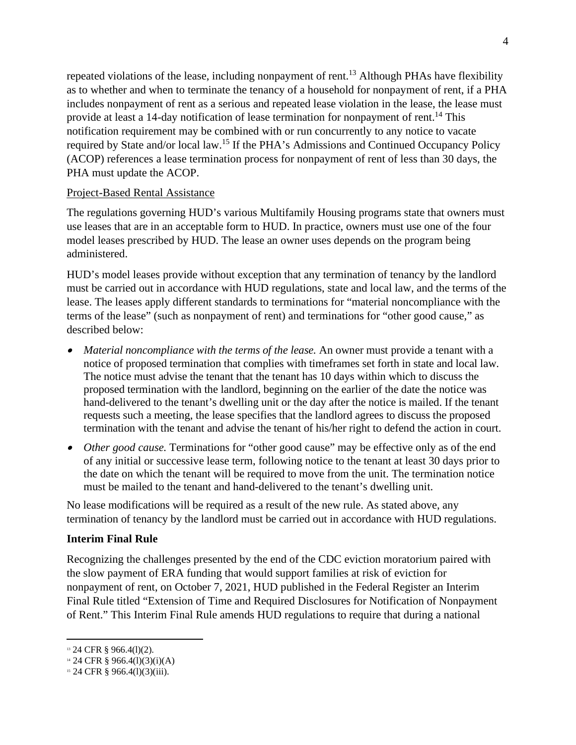repeated violations of the lease, including nonpayment of rent.[13] Although PHAs have flexibility as to whether and when to terminate the tenancy of a household for nonpayment of rent, if a PHA includes nonpayment of rent as a serious and repeated lease violation in the lease, the lease must provide at least a 14-day notification of lease termination for nonpayment of rent.[14] This notification requirement may be combined with or run concurrently to any notice to vacate required by State and/or local law.[15] If the PHA's Admissions and Continued Occupancy Policy (ACOP) references a lease termination process for nonpayment of rent of less than 30 days, the PHA must update the ACOP.

Project-Based Rental Assistance

The regulations governing HUD's various Multifamily Housing programs state that owners must use leases that are in an acceptable form to HUD. In practice, owners must use one of the four model leases prescribed by HUD. The lease an owner uses depends on the program being administered.

HUD's model leases provide without exception that any termination of tenancy by the landlord must be carried out in accordance with HUD regulations, state and local law, and the terms of the lease. The leases apply different standards to terminations for "material noncompliance with the terms of the lease" (such as nonpayment of rent) and terminations for "other good cause," as described below:

- *Material noncompliance with the terms of the lease.* An owner must provide a tenant with a notice of proposed termination that complies with timeframes set forth in state and local law. The notice must advise the tenant that the tenant has 10 days within which to discuss the proposed termination with the landlord, beginning on the earlier of the date the notice was hand-delivered to the tenant's dwelling unit or the day after the notice is mailed. If the tenant requests such a meeting, the lease specifies that the landlord agrees to discuss the proposed termination with the tenant and advise the tenant of his/her right to defend the action in court.
- *Other good cause.* Terminations for "other good cause" may be effective only as of the end of any initial or successive lease term, following notice to the tenant at least 30 days prior to the date on which the tenant will be required to move from the unit. The termination notice must be mailed to the tenant and hand-delivered to the tenant's dwelling unit.

No lease modifications will be required as a result of the new rule. As stated above, any termination of tenancy by the landlord must be carried out in accordance with HUD regulations.

**Interim Final Rule**

Recognizing the challenges presented by the end of the CDC eviction moratorium paired with the slow payment of ERA funding that would support families at risk of eviction for nonpayment of rent, on October 7, 2021, HUD published in the Federal Register an Interim Final Rule titled "Extension of Time and Required Disclosures for Notification of Nonpayment of Rent." This Interim Final Rule amends HUD regulations to require that during a national

[13] 24 CFR § 966.4(l)(2).

[14] 24 CFR § 966.4(l)(3)(i)(A)

[15] 24 CFR § 966.4(l)(3)(iii).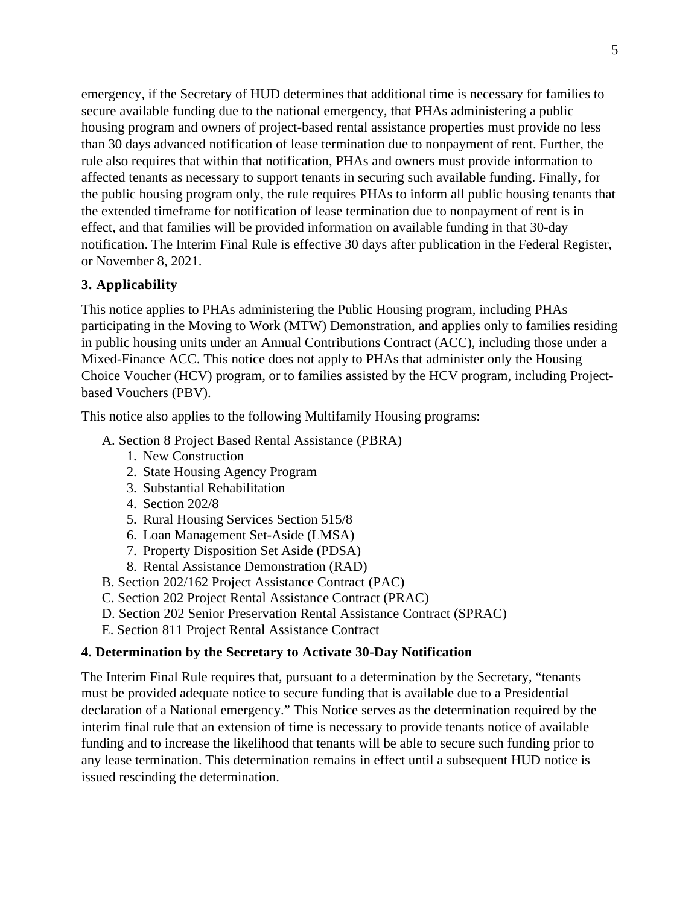emergency, if the Secretary of HUD determines that additional time is necessary for families to secure available funding due to the national emergency, that PHAs administering a public housing program and owners of project-based rental assistance properties must provide no less than 30 days advanced notification of lease termination due to nonpayment of rent. Further, the rule also requires that within that notification, PHAs and owners must provide information to affected tenants as necessary to support tenants in securing such available funding. Finally, for the public housing program only, the rule requires PHAs to inform all public housing tenants that the extended timeframe for notification of lease termination due to nonpayment of rent is in effect, and that families will be provided information on available funding in that 30-day notification. The Interim Final Rule is effective 30 days after publication in the Federal Register, or November 8, 2021.

### 3. Applicability

This notice applies to PHAs administering the Public Housing program, including PHAs participating in the Moving to Work (MTW) Demonstration, and applies only to families residing in public housing units under an Annual Contributions Contract (ACC), including those under a Mixed-Finance ACC. This notice does not apply to PHAs that administer only the Housing Choice Voucher (HCV) program, or to families assisted by the HCV program, including Project-based Vouchers (PBV).

This notice also applies to the following Multifamily Housing programs:

A. Section 8 Project Based Rental Assistance (PBRA)
   1. New Construction
   2. State Housing Agency Program
   3. Substantial Rehabilitation
   4. Section 202/8
   5. Rural Housing Services Section 515/8
   6. Loan Management Set-Aside (LMSA)
   7. Property Disposition Set Aside (PDSA)
   8. Rental Assistance Demonstration (RAD)

B. Section 202/162 Project Assistance Contract (PAC)

C. Section 202 Project Rental Assistance Contract (PRAC)

D. Section 202 Senior Preservation Rental Assistance Contract (SPRAC)

E. Section 811 Project Rental Assistance Contract

### 4. Determination by the Secretary to Activate 30-Day Notification

The Interim Final Rule requires that, pursuant to a determination by the Secretary, "tenants must be provided adequate notice to secure funding that is available due to a Presidential declaration of a National emergency." This Notice serves as the determination required by the interim final rule that an extension of time is necessary to provide tenants notice of available funding and to increase the likelihood that tenants will be able to secure such funding prior to any lease termination. This determination remains in effect until a subsequent HUD notice is issued rescinding the determination.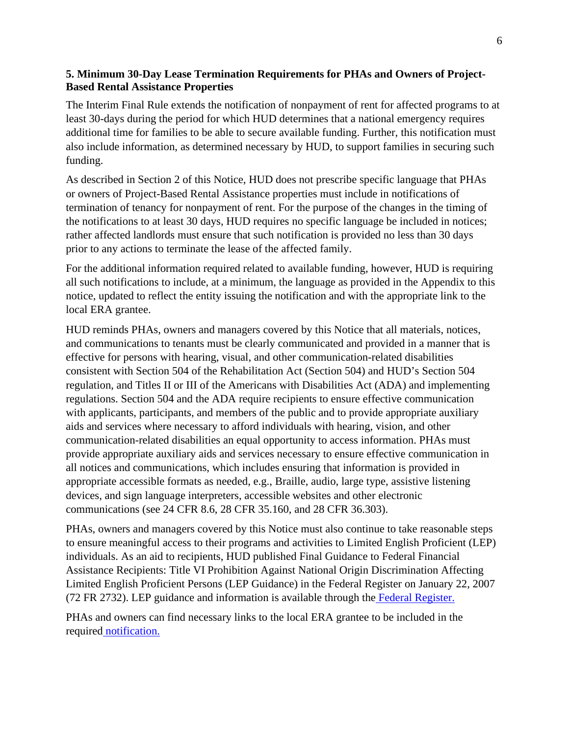### 5. Minimum 30-Day Lease Termination Requirements for PHAs and Owners of Project-Based Rental Assistance Properties

The Interim Final Rule extends the notification of nonpayment of rent for affected programs to at least 30-days during the period for which HUD determines that a national emergency requires additional time for families to be able to secure available funding. Further, this notification must also include information, as determined necessary by HUD, to support families in securing such funding.

As described in Section 2 of this Notice, HUD does not prescribe specific language that PHAs or owners of Project-Based Rental Assistance properties must include in notifications of termination of tenancy for nonpayment of rent. For the purpose of the changes in the timing of the notifications to at least 30 days, HUD requires no specific language be included in notices; rather affected landlords must ensure that such notification is provided no less than 30 days prior to any actions to terminate the lease of the affected family.

For the additional information required related to available funding, however, HUD is requiring all such notifications to include, at a minimum, the language as provided in the Appendix to this notice, updated to reflect the entity issuing the notification and with the appropriate link to the local ERA grantee.

HUD reminds PHAs, owners and managers covered by this Notice that all materials, notices, and communications to tenants must be clearly communicated and provided in a manner that is effective for persons with hearing, visual, and other communication-related disabilities consistent with Section 504 of the Rehabilitation Act (Section 504) and HUD's Section 504 regulation, and Titles II or III of the Americans with Disabilities Act (ADA) and implementing regulations. Section 504 and the ADA require recipients to ensure effective communication with applicants, participants, and members of the public and to provide appropriate auxiliary aids and services where necessary to afford individuals with hearing, vision, and other communication-related disabilities an equal opportunity to access information. PHAs must provide appropriate auxiliary aids and services necessary to ensure effective communication in all notices and communications, which includes ensuring that information is provided in appropriate accessible formats as needed, e.g., Braille, audio, large type, assistive listening devices, and sign language interpreters, accessible websites and other electronic communications (see 24 CFR 8.6, 28 CFR 35.160, and 28 CFR 36.303).

PHAs, owners and managers covered by this Notice must also continue to take reasonable steps to ensure meaningful access to their programs and activities to Limited English Proficient (LEP) individuals. As an aid to recipients, HUD published Final Guidance to Federal Financial Assistance Recipients: Title VI Prohibition Against National Origin Discrimination Affecting Limited English Proficient Persons (LEP Guidance) in the Federal Register on January 22, 2007 (72 FR 2732). LEP guidance and information is available through the Federal Register.

PHAs and owners can find necessary links to the local ERA grantee to be included in the required notification.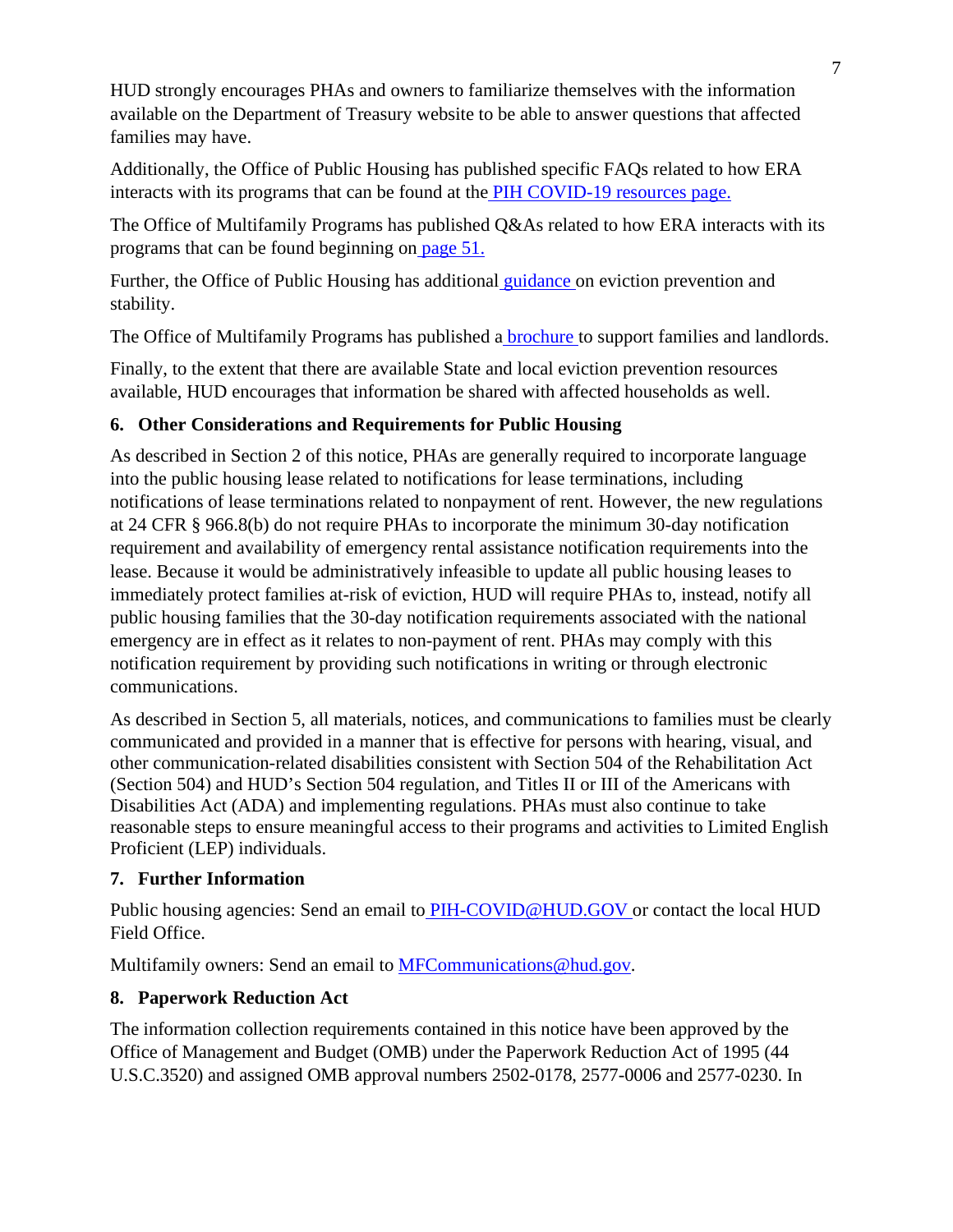HUD strongly encourages PHAs and owners to familiarize themselves with the information available on the Department of Treasury website to be able to answer questions that affected families may have.

Additionally, the Office of Public Housing has published specific FAQs related to how ERA interacts with its programs that can be found at the PIH COVID-19 resources page.

The Office of Multifamily Programs has published Q&As related to how ERA interacts with its programs that can be found beginning on page 51.

Further, the Office of Public Housing has additional guidance on eviction prevention and stability.

The Office of Multifamily Programs has published a brochure to support families and landlords.

Finally, to the extent that there are available State and local eviction prevention resources available, HUD encourages that information be shared with affected households as well.

## 6. Other Considerations and Requirements for Public Housing

As described in Section 2 of this notice, PHAs are generally required to incorporate language into the public housing lease related to notifications for lease terminations, including notifications of lease terminations related to nonpayment of rent. However, the new regulations at 24 CFR § 966.8(b) do not require PHAs to incorporate the minimum 30-day notification requirement and availability of emergency rental assistance notification requirements into the lease. Because it would be administratively infeasible to update all public housing leases to immediately protect families at-risk of eviction, HUD will require PHAs to, instead, notify all public housing families that the 30-day notification requirements associated with the national emergency are in effect as it relates to non-payment of rent. PHAs may comply with this notification requirement by providing such notifications in writing or through electronic communications.

As described in Section 5, all materials, notices, and communications to families must be clearly communicated and provided in a manner that is effective for persons with hearing, visual, and other communication-related disabilities consistent with Section 504 of the Rehabilitation Act (Section 504) and HUD's Section 504 regulation, and Titles II or III of the Americans with Disabilities Act (ADA) and implementing regulations. PHAs must also continue to take reasonable steps to ensure meaningful access to their programs and activities to Limited English Proficient (LEP) individuals.

## 7. Further Information

Public housing agencies: Send an email to PIH-COVID@HUD.GOV or contact the local HUD Field Office.

Multifamily owners: Send an email to MFCommunications@hud.gov.

## 8. Paperwork Reduction Act

The information collection requirements contained in this notice have been approved by the Office of Management and Budget (OMB) under the Paperwork Reduction Act of 1995 (44 U.S.C.3520) and assigned OMB approval numbers 2502-0178, 2577-0006 and 2577-0230. In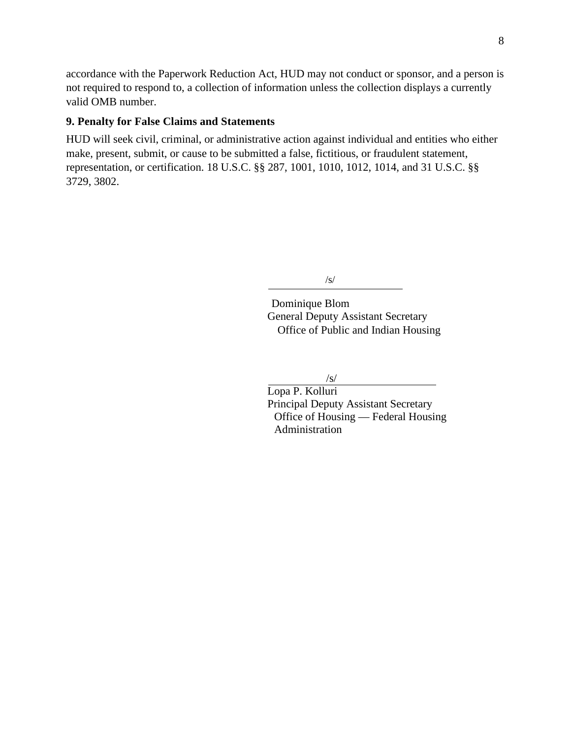accordance with the Paperwork Reduction Act, HUD may not conduct or sponsor, and a person is not required to respond to, a collection of information unless the collection displays a currently valid OMB number.

### 9. Penalty for False Claims and Statements

HUD will seek civil, criminal, or administrative action against individual and entities who either make, present, submit, or cause to be submitted a false, fictitious, or fraudulent statement, representation, or certification. 18 U.S.C. §§ 287, 1001, 1010, 1012, 1014, and 31 U.S.C. §§ 3729, 3802.

/s/

Dominique Blom
General Deputy Assistant Secretary
Office of Public and Indian Housing

/s/

Lopa P. Kolluri
Principal Deputy Assistant Secretary
Office of Housing — Federal Housing Administration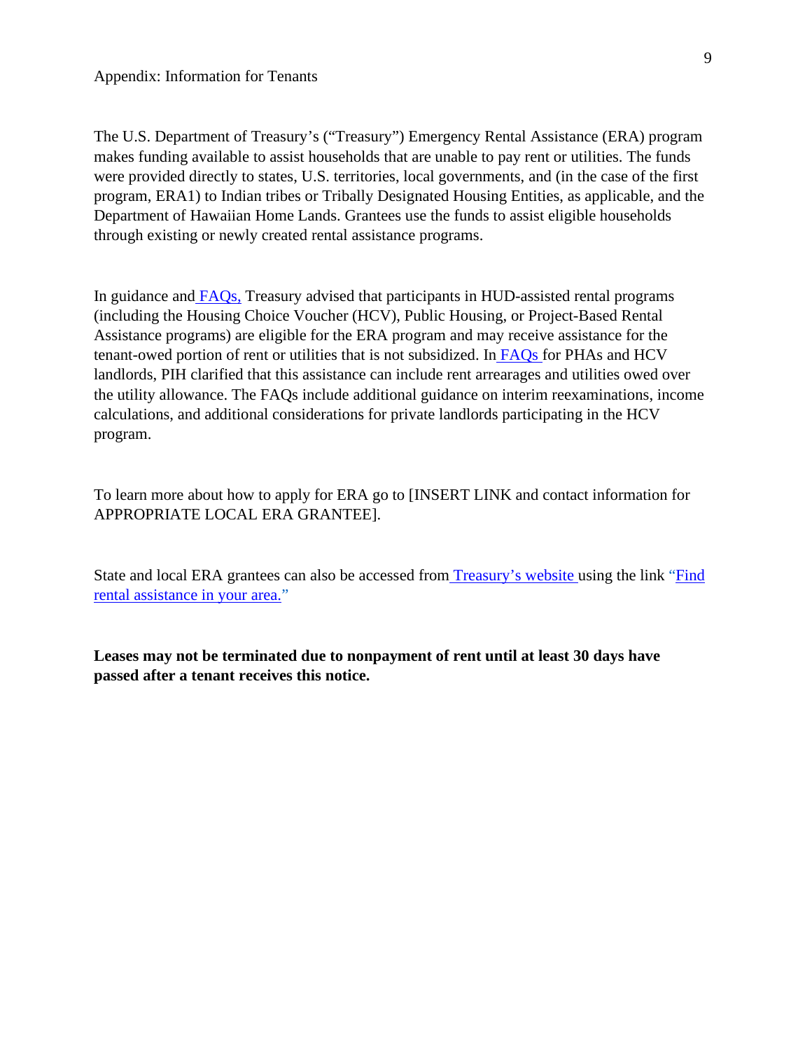Appendix: Information for Tenants

The U.S. Department of Treasury's ("Treasury") Emergency Rental Assistance (ERA) program makes funding available to assist households that are unable to pay rent or utilities. The funds were provided directly to states, U.S. territories, local governments, and (in the case of the first program, ERA1) to Indian tribes or Tribally Designated Housing Entities, as applicable, and the Department of Hawaiian Home Lands. Grantees use the funds to assist eligible households through existing or newly created rental assistance programs.

In guidance and FAQs, Treasury advised that participants in HUD-assisted rental programs (including the Housing Choice Voucher (HCV), Public Housing, or Project-Based Rental Assistance programs) are eligible for the ERA program and may receive assistance for the tenant-owed portion of rent or utilities that is not subsidized. In FAQs for PHAs and HCV landlords, PIH clarified that this assistance can include rent arrearages and utilities owed over the utility allowance. The FAQs include additional guidance on interim reexaminations, income calculations, and additional considerations for private landlords participating in the HCV program.

To learn more about how to apply for ERA go to [INSERT LINK and contact information for APPROPRIATE LOCAL ERA GRANTEE].

State and local ERA grantees can also be accessed from Treasury's website using the link "Find rental assistance in your area."

**Leases may not be terminated due to nonpayment of rent until at least 30 days have passed after a tenant receives this notice.**